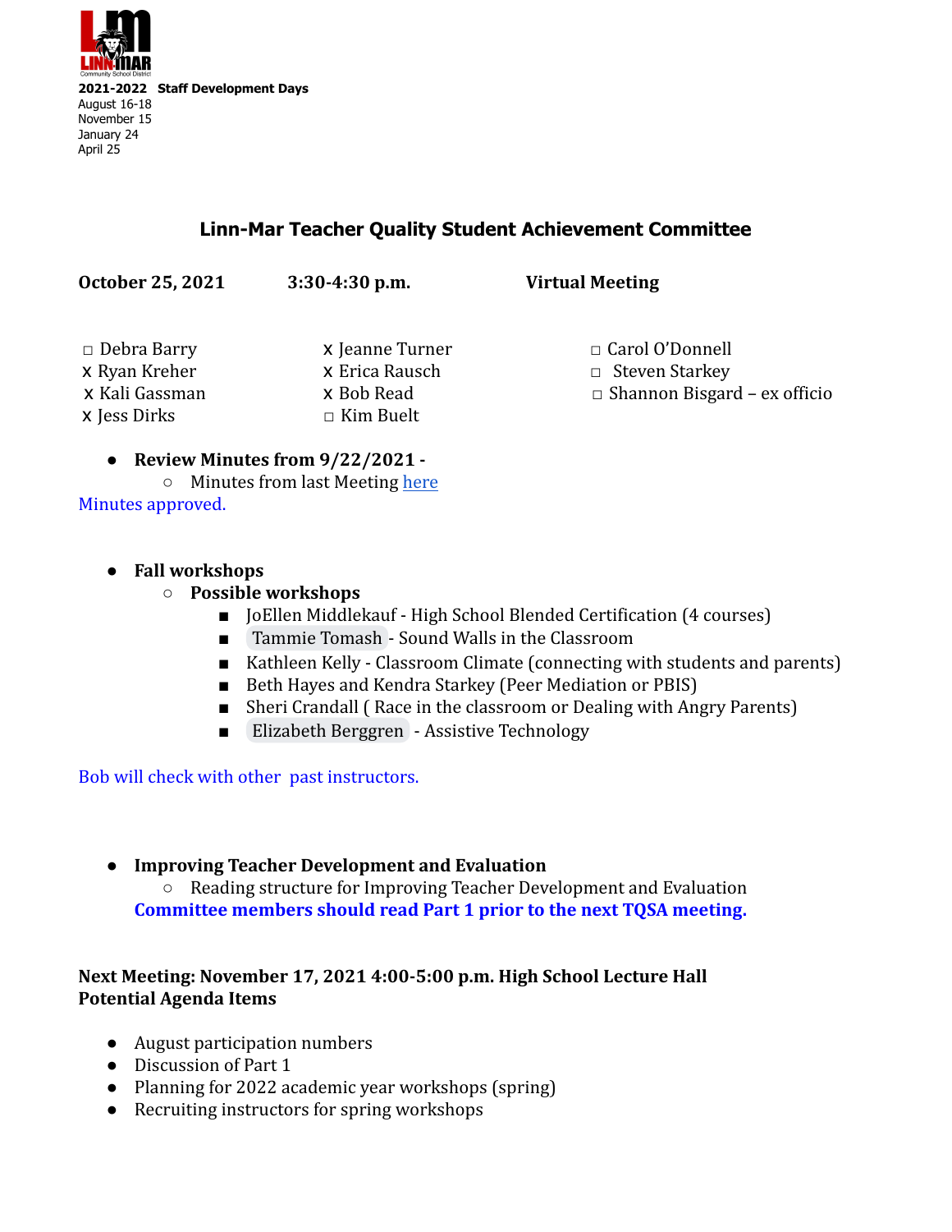**2021-2022 Staff Development Days**
August 16-18
November 15
January 24
April 25

# Linn-Mar Teacher Quality Student Achievement Committee

**October 25, 2021** **3:30-4:30 p.m.** **Virtual Meeting**

| | | |
|---|---|---|
| □ Debra Barry | x Jeanne Turner | □ Carol O'Donnell |
| x Ryan Kreher | x Erica Rausch | □ Steven Starkey |
| x Kali Gassman | x Bob Read | □ Shannon Bisgard – ex officio |
| x Jess Dirks | □ Kim Buelt | |

- **Review Minutes from 9/22/2021 -**
  - Minutes from last Meeting here

Minutes approved.

- **Fall workshops**
  - **Possible workshops**
    - JoEllen Middlekauf - High School Blended Certification (4 courses)
    - Tammie Tomash - Sound Walls in the Classroom
    - Kathleen Kelly - Classroom Climate (connecting with students and parents)
    - Beth Hayes and Kendra Starkey (Peer Mediation or PBIS)
    - Sheri Crandall ( Race in the classroom or Dealing with Angry Parents)
    - Elizabeth Berggren - Assistive Technology

Bob will check with other past instructors.

- **Improving Teacher Development and Evaluation**
  - Reading structure for Improving Teacher Development and Evaluation

  **Committee members should read Part 1 prior to the next TQSA meeting.**

**Next Meeting: November 17, 2021 4:00-5:00 p.m. High School Lecture Hall**
**Potential Agenda Items**

- August participation numbers
- Discussion of Part 1
- Planning for 2022 academic year workshops (spring)
- Recruiting instructors for spring workshops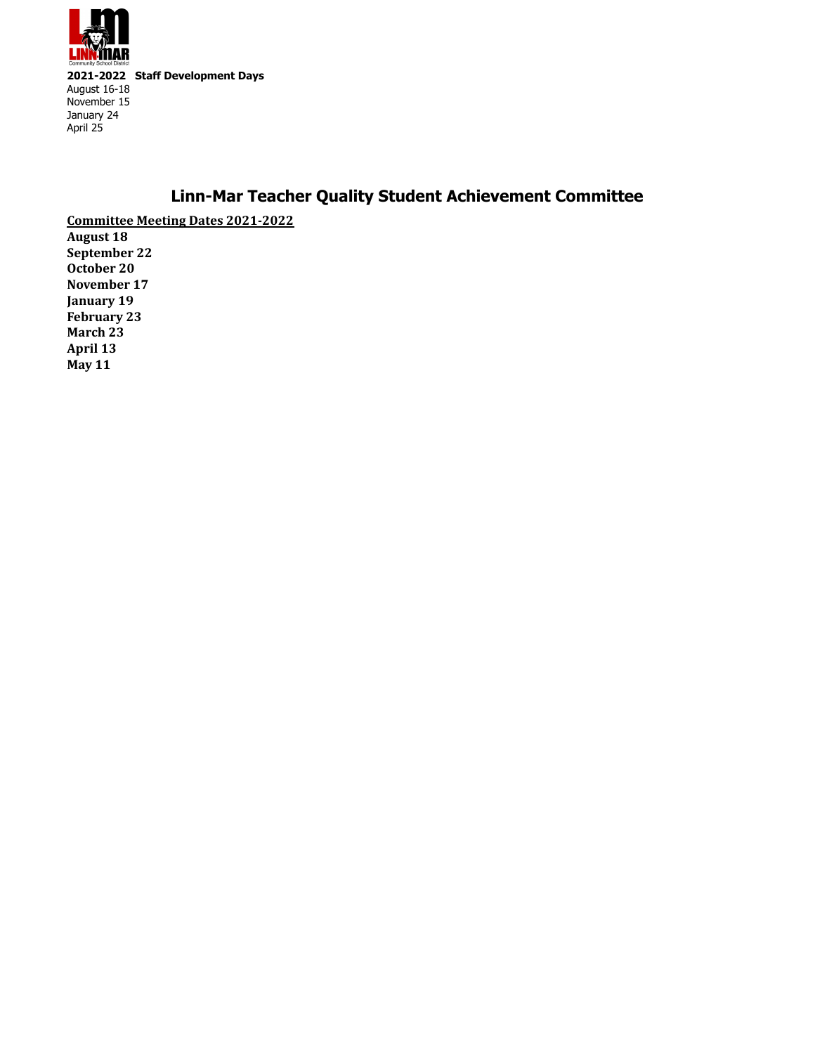**2021-2022 Staff Development Days**

August 16-18
November 15
January 24
April 25

# Linn-Mar Teacher Quality Student Achievement Committee

**Committee Meeting Dates 2021-2022**

**August 18**
**September 22**
**October 20**
**November 17**
**January 19**
**February 23**
**March 23**
**April 13**
**May 11**